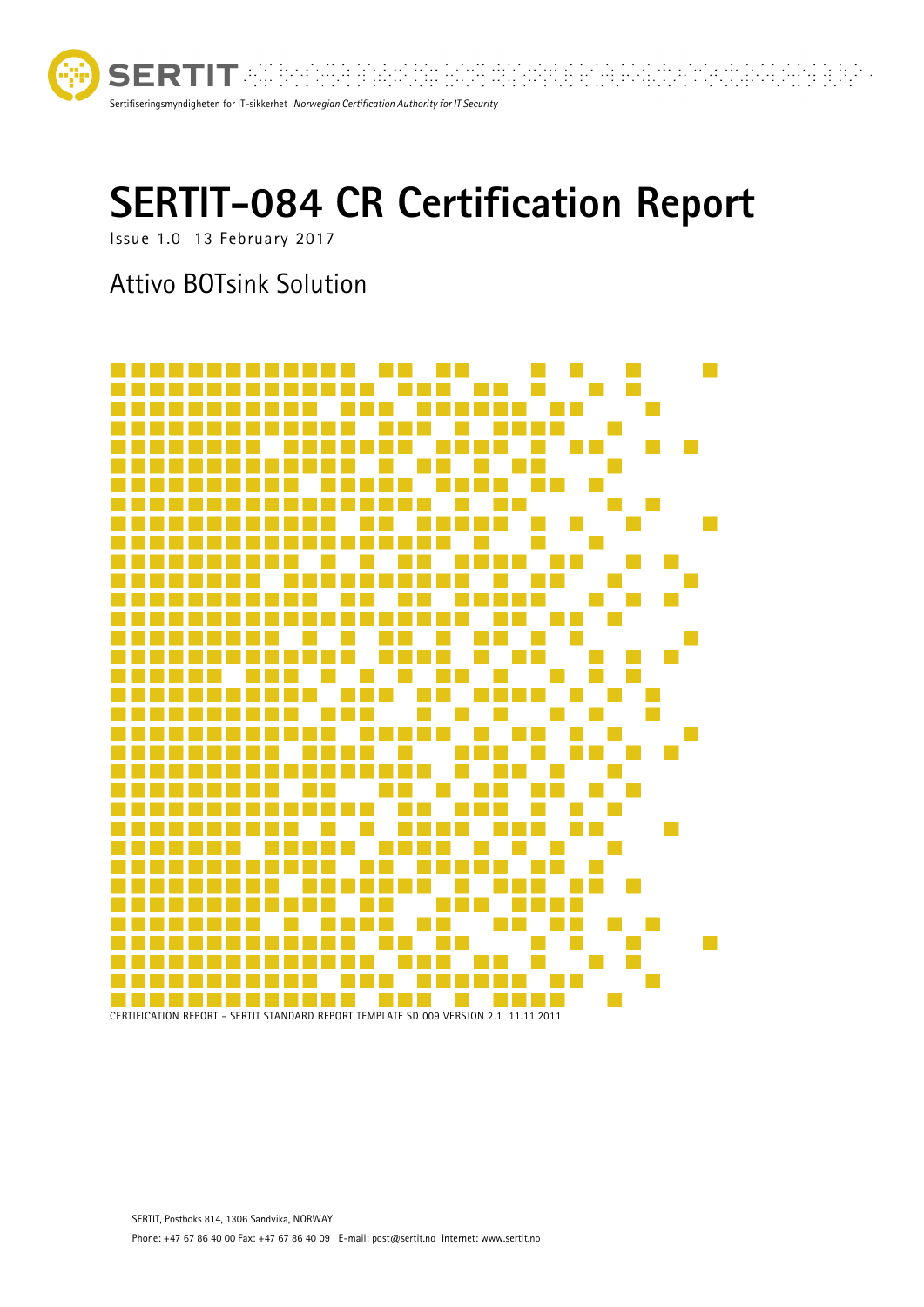SERTIT

Sertifiseringsmyndigheten for IT-sikkerhet *Norwegian Certification Authority for IT Security*

# SERTIT-084 CR Certification Report

Issue 1.0 13 February 2017

## Attivo BOTsink Solution

CERTIFICATION REPORT - SERTIT STANDARD REPORT TEMPLATE SD 009 VERSION 2.1 11.11.2011

SERTIT, Postboks 814, 1306 Sandvika, NORWAY

Phone: +47 67 86 40 00 Fax: +47 67 86 40 09 E-mail: post@sertit.no Internet: www.sertit.no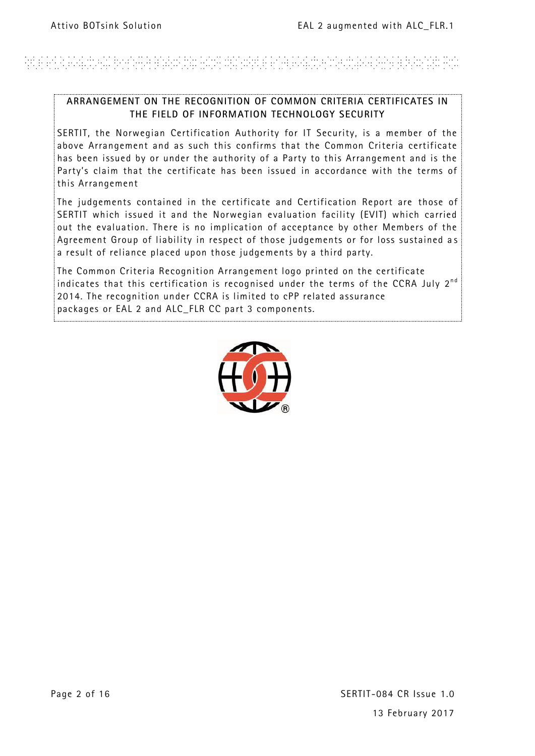**ARRANGEMENT ON THE RECOGNITION OF COMMON CRITERIA CERTIFICATES IN THE FIELD OF INFORMATION TECHNOLOGY SECURITY**

SERTIT, the Norwegian Certification Authority for IT Security, is a member of the above Arrangement and as such this confirms that the Common Criteria certificate has been issued by or under the authority of a Party to this Arrangement and is the Party's claim that the certificate has been issued in accordance with the terms of this Arrangement

The judgements contained in the certificate and Certification Report are those of SERTIT which issued it and the Norwegian evaluation facility (EVIT) which carried out the evaluation. There is no implication of acceptance by other Members of the Agreement Group of liability in respect of those judgements or for loss sustained as a result of reliance placed upon those judgements by a third party.

The Common Criteria Recognition Arrangement logo printed on the certificate indicates that this certification is recognised under the terms of the CCRA July 2nd 2014. The recognition under CCRA is limited to cPP related assurance packages or EAL 2 and ALC_FLR CC part 3 components.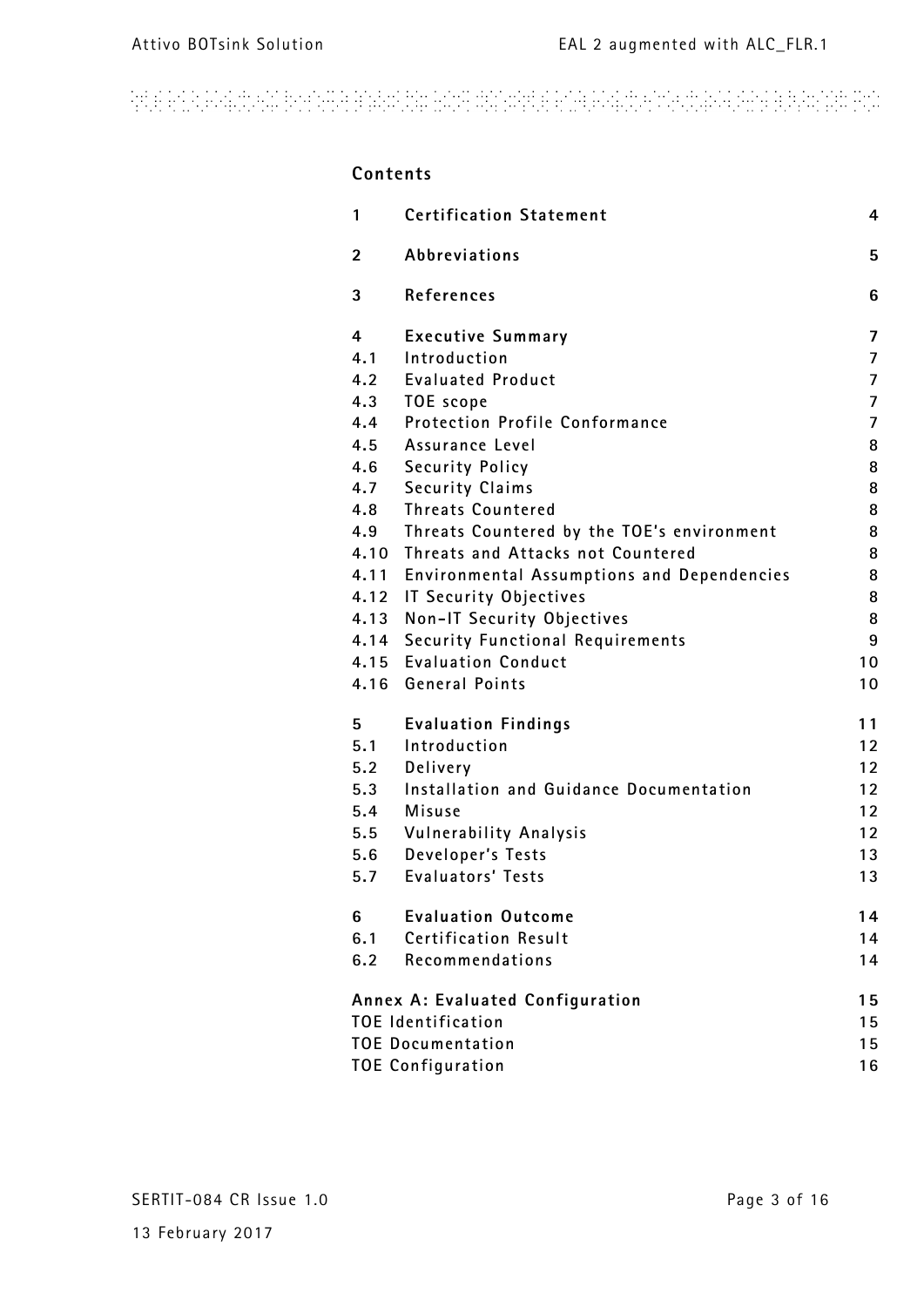## Contents

| | | |
|---|---|---|
| **1** | **Certification Statement** | **4** |
| **2** | **Abbreviations** | **5** |
| **3** | **References** | **6** |
| **4** | **Executive Summary** | **7** |
| 4.1 | Introduction | 7 |
| 4.2 | Evaluated Product | 7 |
| 4.3 | TOE scope | 7 |
| 4.4 | Protection Profile Conformance | 7 |
| 4.5 | Assurance Level | 8 |
| 4.6 | Security Policy | 8 |
| 4.7 | Security Claims | 8 |
| 4.8 | Threats Countered | 8 |
| 4.9 | Threats Countered by the TOE's environment | 8 |
| 4.10 | Threats and Attacks not Countered | 8 |
| 4.11 | Environmental Assumptions and Dependencies | 8 |
| 4.12 | IT Security Objectives | 8 |
| 4.13 | Non-IT Security Objectives | 8 |
| 4.14 | Security Functional Requirements | 9 |
| 4.15 | Evaluation Conduct | 10 |
| 4.16 | General Points | 10 |
| **5** | **Evaluation Findings** | **11** |
| 5.1 | Introduction | 12 |
| 5.2 | Delivery | 12 |
| 5.3 | Installation and Guidance Documentation | 12 |
| 5.4 | Misuse | 12 |
| 5.5 | Vulnerability Analysis | 12 |
| 5.6 | Developer's Tests | 13 |
| 5.7 | Evaluators' Tests | 13 |
| **6** | **Evaluation Outcome** | **14** |
| 6.1 | Certification Result | 14 |
| 6.2 | Recommendations | 14 |
| **Annex A: Evaluated Configuration** | | **15** |
| TOE Identification | | 15 |
| TOE Documentation | | 15 |
| TOE Configuration | | 16 |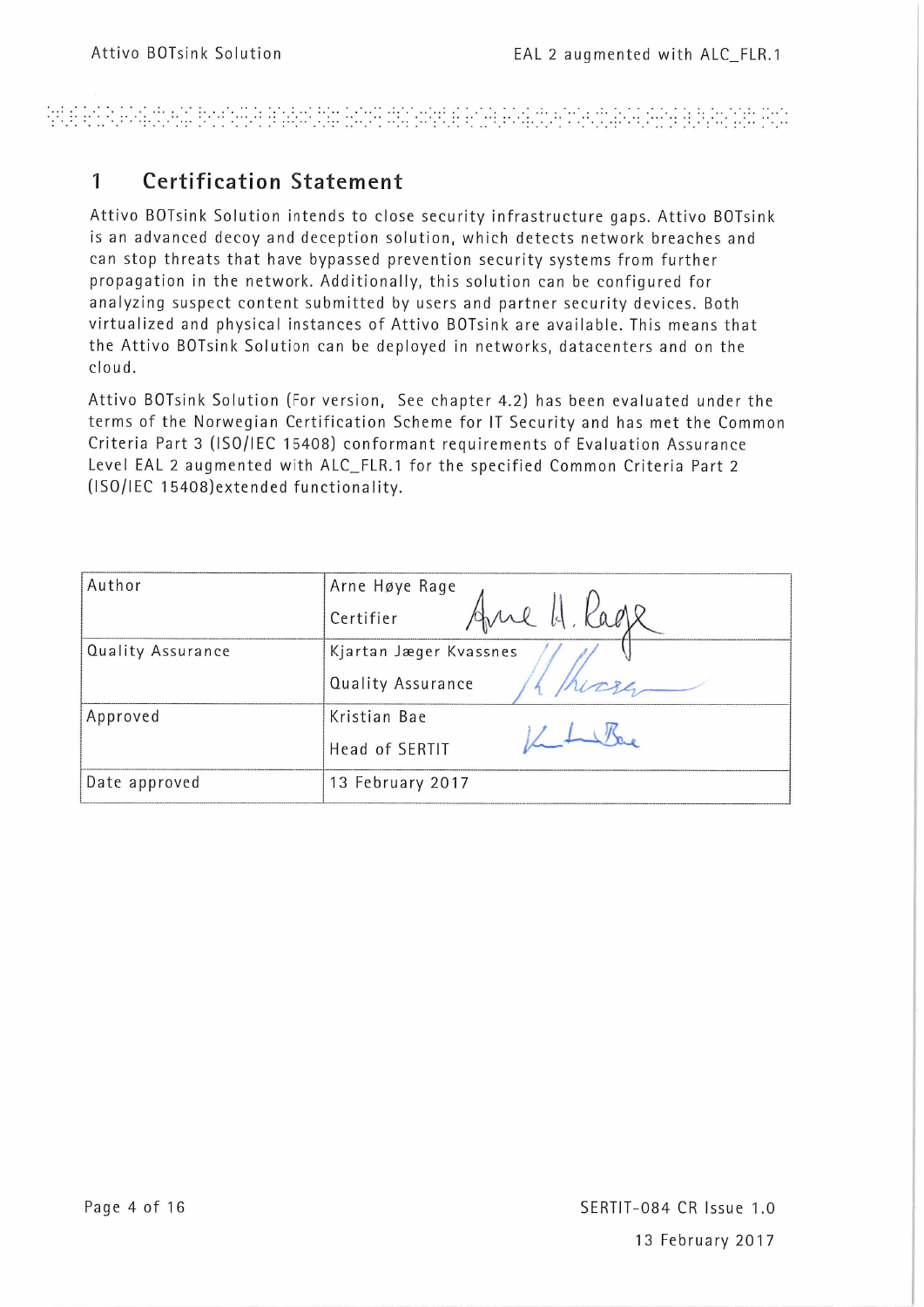# 1 Certification Statement

Attivo BOTsink Solution intends to close security infrastructure gaps. Attivo BOTsink is an advanced decoy and deception solution, which detects network breaches and can stop threats that have bypassed prevention security systems from further propagation in the network. Additionally, this solution can be configured for analyzing suspect content submitted by users and partner security devices. Both virtualized and physical instances of Attivo BOTsink are available. This means that the Attivo BOTsink Solution can be deployed in networks, datacenters and on the cloud.

Attivo BOTsink Solution (For version, See chapter 4.2) has been evaluated under the terms of the Norwegian Certification Scheme for IT Security and has met the Common Criteria Part 3 (ISO/IEC 15408) conformant requirements of Evaluation Assurance Level EAL 2 augmented with ALC_FLR.1 for the specified Common Criteria Part 2 (ISO/IEC 15408)extended functionality.

| | |
|---|---|
| Author | Arne Høye Rage<br>Certifier |
| Quality Assurance | Kjartan Jæger Kvassnes<br>Quality Assurance |
| Approved | Kristian Bae<br>Head of SERTIT |
| Date approved | 13 February 2017 |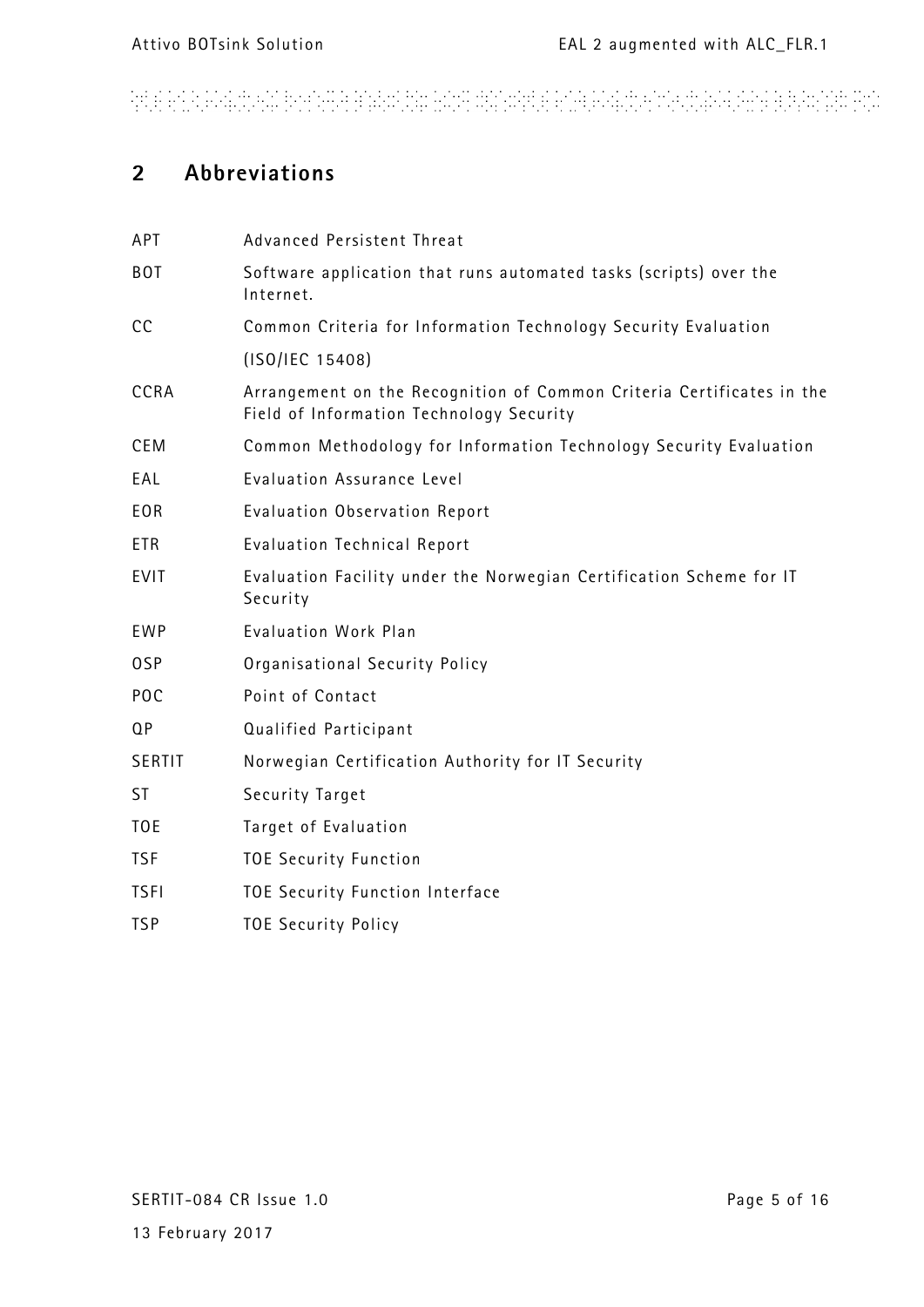## 2 Abbreviations

| | |
|---|---|
| APT | Advanced Persistent Threat |
| BOT | Software application that runs automated tasks (scripts) over the Internet. |
| CC | Common Criteria for Information Technology Security Evaluation (ISO/IEC 15408) |
| CCRA | Arrangement on the Recognition of Common Criteria Certificates in the Field of Information Technology Security |
| CEM | Common Methodology for Information Technology Security Evaluation |
| EAL | Evaluation Assurance Level |
| EOR | Evaluation Observation Report |
| ETR | Evaluation Technical Report |
| EVIT | Evaluation Facility under the Norwegian Certification Scheme for IT Security |
| EWP | Evaluation Work Plan |
| OSP | Organisational Security Policy |
| POC | Point of Contact |
| QP | Qualified Participant |
| SERTIT | Norwegian Certification Authority for IT Security |
| ST | Security Target |
| TOE | Target of Evaluation |
| TSF | TOE Security Function |
| TSFI | TOE Security Function Interface |
| TSP | TOE Security Policy |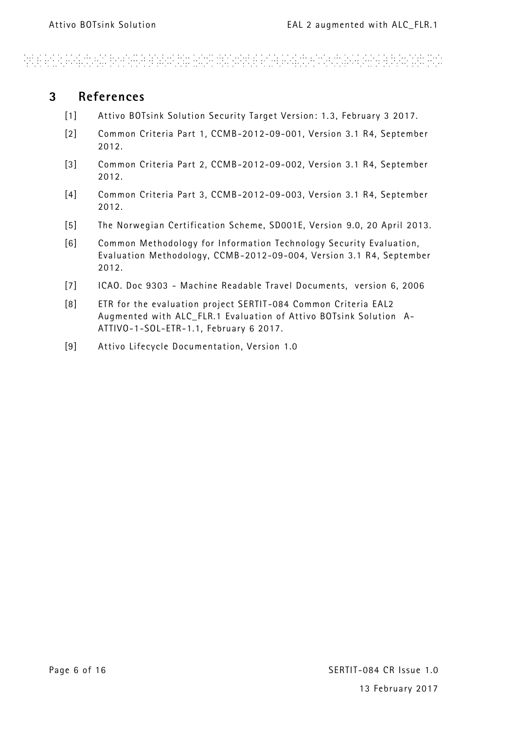# 3 References

[1] Attivo BOTsink Solution Security Target Version: 1.3, February 3 2017.

[2] Common Criteria Part 1, CCMB-2012-09-001, Version 3.1 R4, September 2012.

[3] Common Criteria Part 2, CCMB-2012-09-002, Version 3.1 R4, September 2012.

[4] Common Criteria Part 3, CCMB-2012-09-003, Version 3.1 R4, September 2012.

[5] The Norwegian Certification Scheme, SD001E, Version 9.0, 20 April 2013.

[6] Common Methodology for Information Technology Security Evaluation, Evaluation Methodology, CCMB-2012-09-004, Version 3.1 R4, September 2012.

[7] ICAO. Doc 9303 - Machine Readable Travel Documents, version 6, 2006

[8] ETR for the evaluation project SERTIT-084 Common Criteria EAL2 Augmented with ALC_FLR.1 Evaluation of Attivo BOTsink Solution A-ATTIVO-1-SOL-ETR-1.1, February 6 2017.

[9] Attivo Lifecycle Documentation, Version 1.0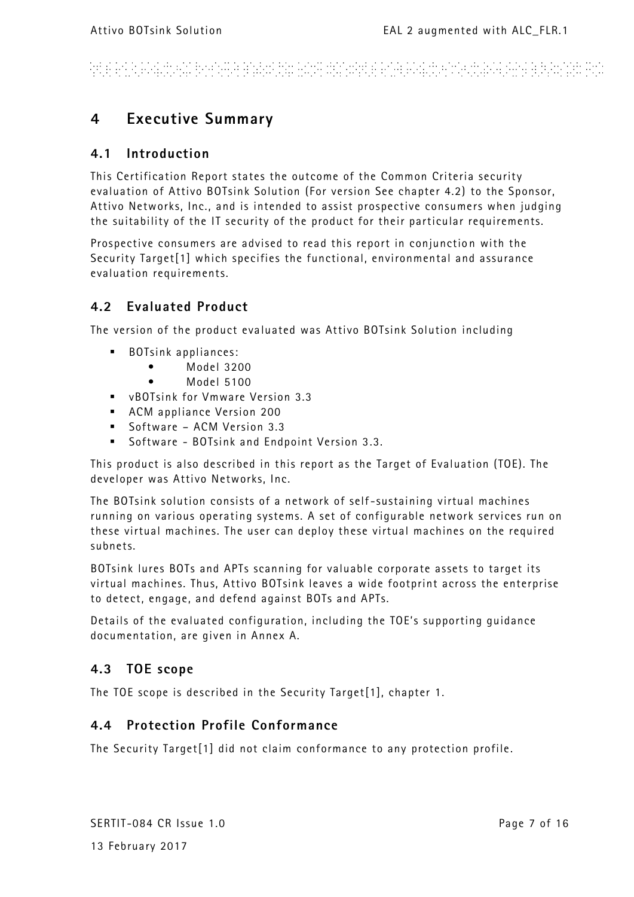# 4 Executive Summary

## 4.1 Introduction

This Certification Report states the outcome of the Common Criteria security evaluation of Attivo BOTsink Solution (For version See chapter 4.2) to the Sponsor, Attivo Networks, Inc., and is intended to assist prospective consumers when judging the suitability of the IT security of the product for their particular requirements.

Prospective consumers are advised to read this report in conjunction with the Security Target[1] which specifies the functional, environmental and assurance evaluation requirements.

## 4.2 Evaluated Product

The version of the product evaluated was Attivo BOTsink Solution including

- BOTsink appliances:
  - Model 3200
  - Model 5100
- vBOTsink for Vmware Version 3.3
- ACM appliance Version 200
- Software – ACM Version 3.3
- Software - BOTsink and Endpoint Version 3.3.

This product is also described in this report as the Target of Evaluation (TOE). The developer was Attivo Networks, Inc.

The BOTsink solution consists of a network of self-sustaining virtual machines running on various operating systems. A set of configurable network services run on these virtual machines. The user can deploy these virtual machines on the required subnets.

BOTsink lures BOTs and APTs scanning for valuable corporate assets to target its virtual machines. Thus, Attivo BOTsink leaves a wide footprint across the enterprise to detect, engage, and defend against BOTs and APTs.

Details of the evaluated configuration, including the TOE's supporting guidance documentation, are given in Annex A.

## 4.3 TOE scope

The TOE scope is described in the Security Target[1], chapter 1.

## 4.4 Protection Profile Conformance

The Security Target[1] did not claim conformance to any protection profile.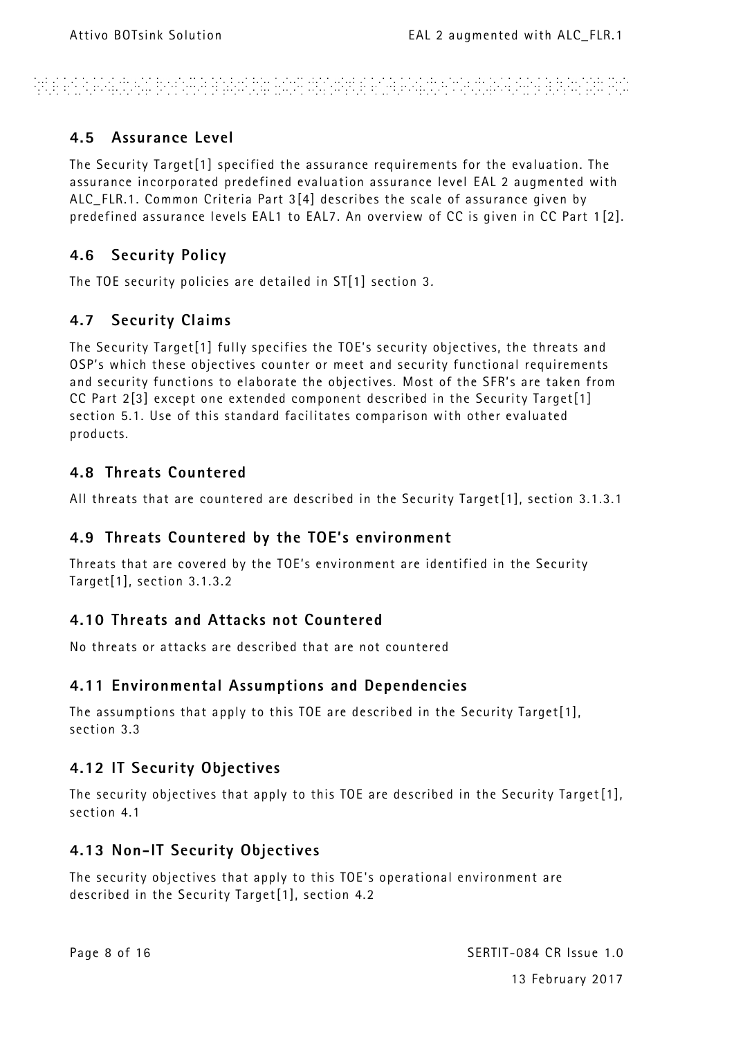## 4.5 Assurance Level

The Security Target[1] specified the assurance requirements for the evaluation. The assurance incorporated predefined evaluation assurance level EAL 2 augmented with ALC_FLR.1. Common Criteria Part 3[4] describes the scale of assurance given by predefined assurance levels EAL1 to EAL7. An overview of CC is given in CC Part 1[2].

## 4.6 Security Policy

The TOE security policies are detailed in ST[1] section 3.

## 4.7 Security Claims

The Security Target[1] fully specifies the TOE's security objectives, the threats and OSP's which these objectives counter or meet and security functional requirements and security functions to elaborate the objectives. Most of the SFR's are taken from CC Part 2[3] except one extended component described in the Security Target[1] section 5.1. Use of this standard facilitates comparison with other evaluated products.

## 4.8 Threats Countered

All threats that are countered are described in the Security Target[1], section 3.1.3.1

## 4.9 Threats Countered by the TOE's environment

Threats that are covered by the TOE's environment are identified in the Security Target[1], section 3.1.3.2

## 4.10 Threats and Attacks not Countered

No threats or attacks are described that are not countered

## 4.11 Environmental Assumptions and Dependencies

The assumptions that apply to this TOE are described in the Security Target[1], section 3.3

## 4.12 IT Security Objectives

The security objectives that apply to this TOE are described in the Security Target[1], section 4.1

## 4.13 Non-IT Security Objectives

The security objectives that apply to this TOE's operational environment are described in the Security Target[1], section 4.2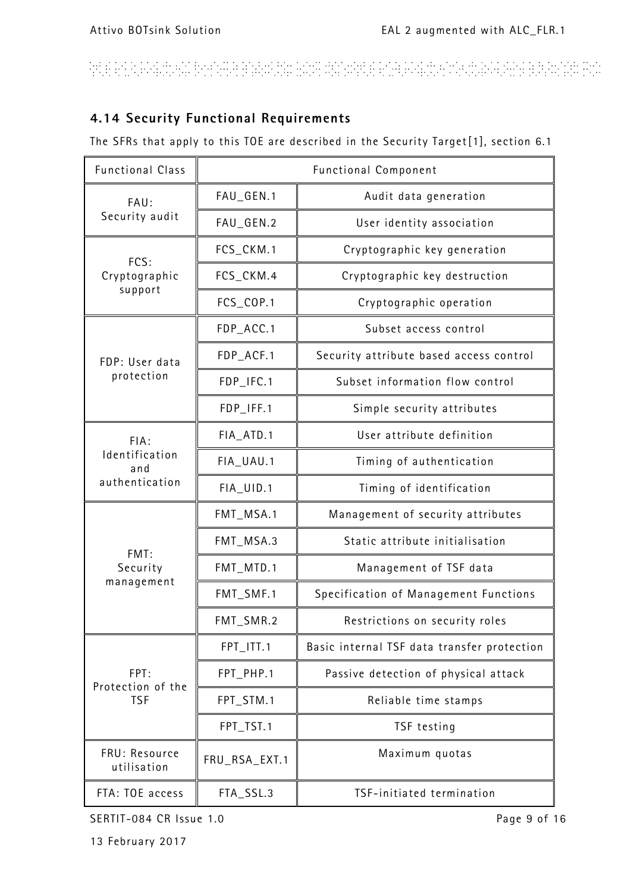## 4.14 Security Functional Requirements

The SFRs that apply to this TOE are described in the Security Target[1], section 6.1

| Functional Class | Functional Component | |
|---|---|---|
| FAU: Security audit | FAU_GEN.1 | Audit data generation |
| | FAU_GEN.2 | User identity association |
| FCS: Cryptographic support | FCS_CKM.1 | Cryptographic key generation |
| | FCS_CKM.4 | Cryptographic key destruction |
| | FCS_COP.1 | Cryptographic operation |
| FDP: User data protection | FDP_ACC.1 | Subset access control |
| | FDP_ACF.1 | Security attribute based access control |
| | FDP_IFC.1 | Subset information flow control |
| | FDP_IFF.1 | Simple security attributes |
| FIA: Identification and authentication | FIA_ATD.1 | User attribute definition |
| | FIA_UAU.1 | Timing of authentication |
| | FIA_UID.1 | Timing of identification |
| FMT: Security management | FMT_MSA.1 | Management of security attributes |
| | FMT_MSA.3 | Static attribute initialisation |
| | FMT_MTD.1 | Management of TSF data |
| | FMT_SMF.1 | Specification of Management Functions |
| | FMT_SMR.2 | Restrictions on security roles |
| FPT: Protection of the TSF | FPT_ITT.1 | Basic internal TSF data transfer protection |
| | FPT_PHP.1 | Passive detection of physical attack |
| | FPT_STM.1 | Reliable time stamps |
| | FPT_TST.1 | TSF testing |
| FRU: Resource utilisation | FRU_RSA_EXT.1 | Maximum quotas |
| FTA: TOE access | FTA_SSL.3 | TSF-initiated termination |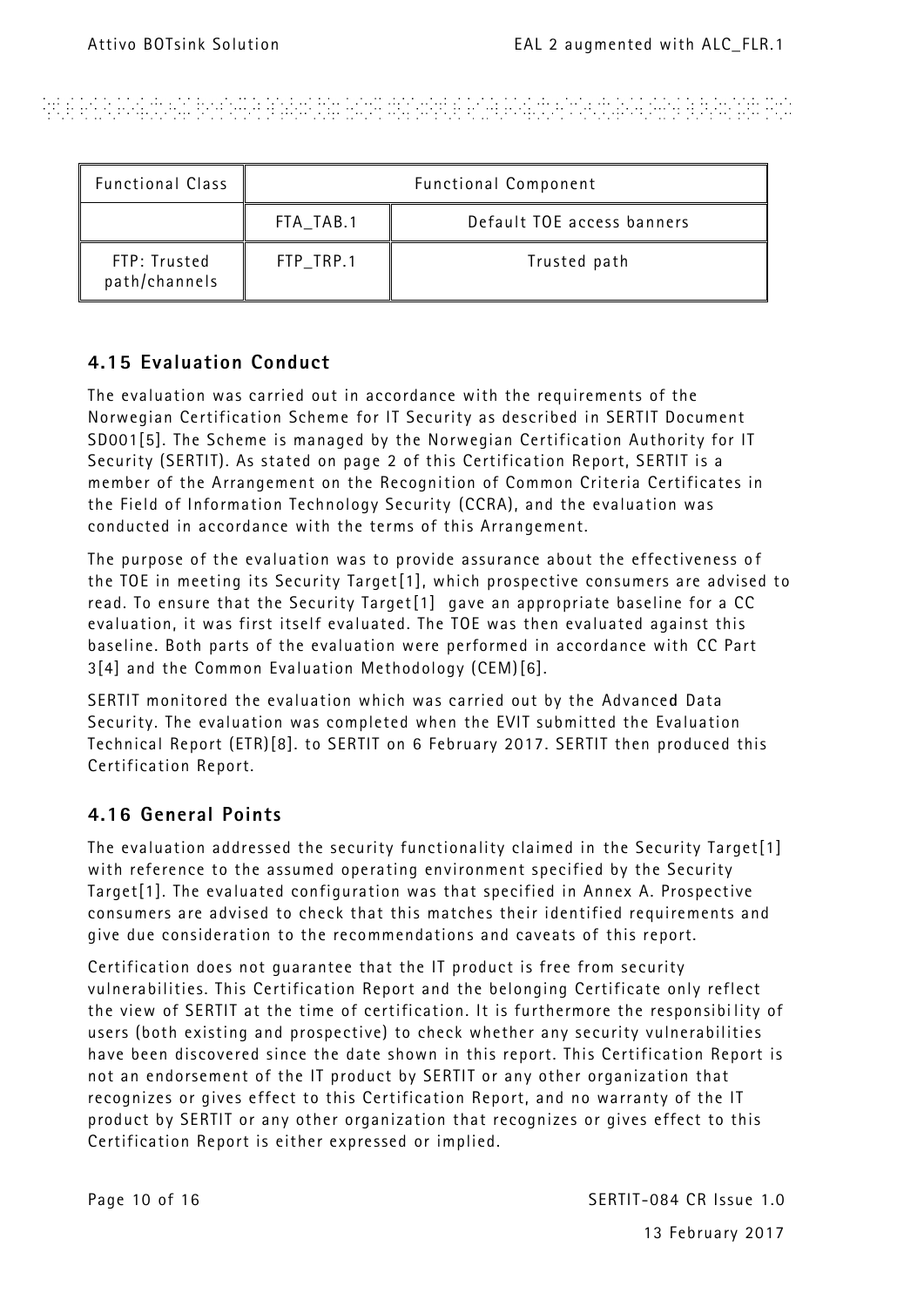| Functional Class | Functional Component | |
|---|---|---|
| | FTA_TAB.1 | Default TOE access banners |
| FTP: Trusted path/channels | FTP_TRP.1 | Trusted path |

## 4.15 Evaluation Conduct

The evaluation was carried out in accordance with the requirements of the Norwegian Certification Scheme for IT Security as described in SERTIT Document SD001[5]. The Scheme is managed by the Norwegian Certification Authority for IT Security (SERTIT). As stated on page 2 of this Certification Report, SERTIT is a member of the Arrangement on the Recognition of Common Criteria Certificates in the Field of Information Technology Security (CCRA), and the evaluation was conducted in accordance with the terms of this Arrangement.

The purpose of the evaluation was to provide assurance about the effectiveness of the TOE in meeting its Security Target[1], which prospective consumers are advised to read. To ensure that the Security Target[1] gave an appropriate baseline for a CC evaluation, it was first itself evaluated. The TOE was then evaluated against this baseline. Both parts of the evaluation were performed in accordance with CC Part 3[4] and the Common Evaluation Methodology (CEM)[6].

SERTIT monitored the evaluation which was carried out by the Advanced Data Security. The evaluation was completed when the EVIT submitted the Evaluation Technical Report (ETR)[8]. to SERTIT on 6 February 2017. SERTIT then produced this Certification Report.

## 4.16 General Points

The evaluation addressed the security functionality claimed in the Security Target[1] with reference to the assumed operating environment specified by the Security Target[1]. The evaluated configuration was that specified in Annex A. Prospective consumers are advised to check that this matches their identified requirements and give due consideration to the recommendations and caveats of this report.

Certification does not guarantee that the IT product is free from security vulnerabilities. This Certification Report and the belonging Certificate only reflect the view of SERTIT at the time of certification. It is furthermore the responsibility of users (both existing and prospective) to check whether any security vulnerabilities have been discovered since the date shown in this report. This Certification Report is not an endorsement of the IT product by SERTIT or any other organization that recognizes or gives effect to this Certification Report, and no warranty of the IT product by SERTIT or any other organization that recognizes or gives effect to this Certification Report is either expressed or implied.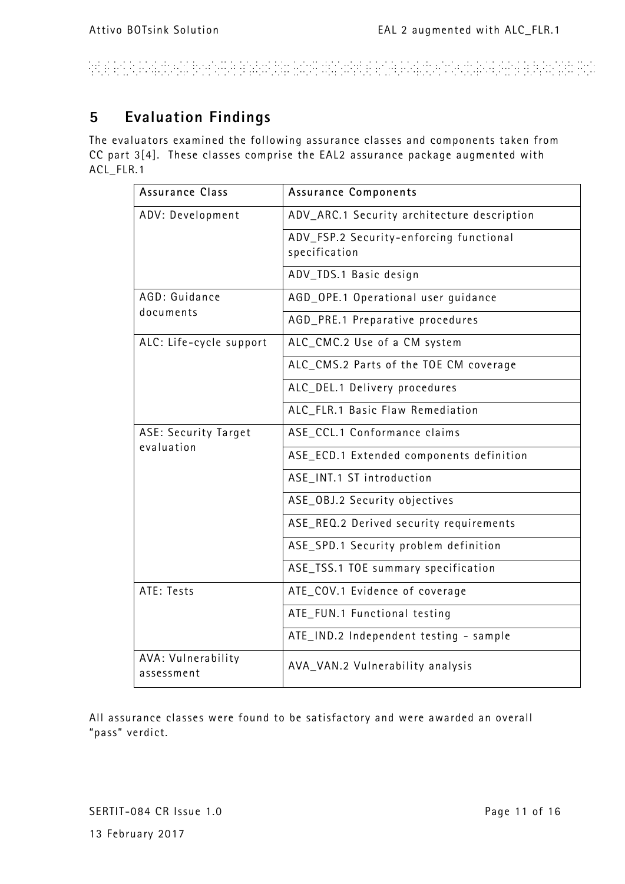# 5 Evaluation Findings

The evaluators examined the following assurance classes and components taken from CC part 3[4]. These classes comprise the EAL2 assurance package augmented with ACL_FLR.1

| Assurance Class | Assurance Components |
|---|---|
| ADV: Development | ADV_ARC.1 Security architecture description |
| | ADV_FSP.2 Security-enforcing functional specification |
| | ADV_TDS.1 Basic design |
| AGD: Guidance documents | AGD_OPE.1 Operational user guidance |
| | AGD_PRE.1 Preparative procedures |
| ALC: Life-cycle support | ALC_CMC.2 Use of a CM system |
| | ALC_CMS.2 Parts of the TOE CM coverage |
| | ALC_DEL.1 Delivery procedures |
| | ALC_FLR.1 Basic Flaw Remediation |
| ASE: Security Target evaluation | ASE_CCL.1 Conformance claims |
| | ASE_ECD.1 Extended components definition |
| | ASE_INT.1 ST introduction |
| | ASE_OBJ.2 Security objectives |
| | ASE_REQ.2 Derived security requirements |
| | ASE_SPD.1 Security problem definition |
| | ASE_TSS.1 TOE summary specification |
| ATE: Tests | ATE_COV.1 Evidence of coverage |
| | ATE_FUN.1 Functional testing |
| | ATE_IND.2 Independent testing - sample |
| AVA: Vulnerability assessment | AVA_VAN.2 Vulnerability analysis |

All assurance classes were found to be satisfactory and were awarded an overall "pass" verdict.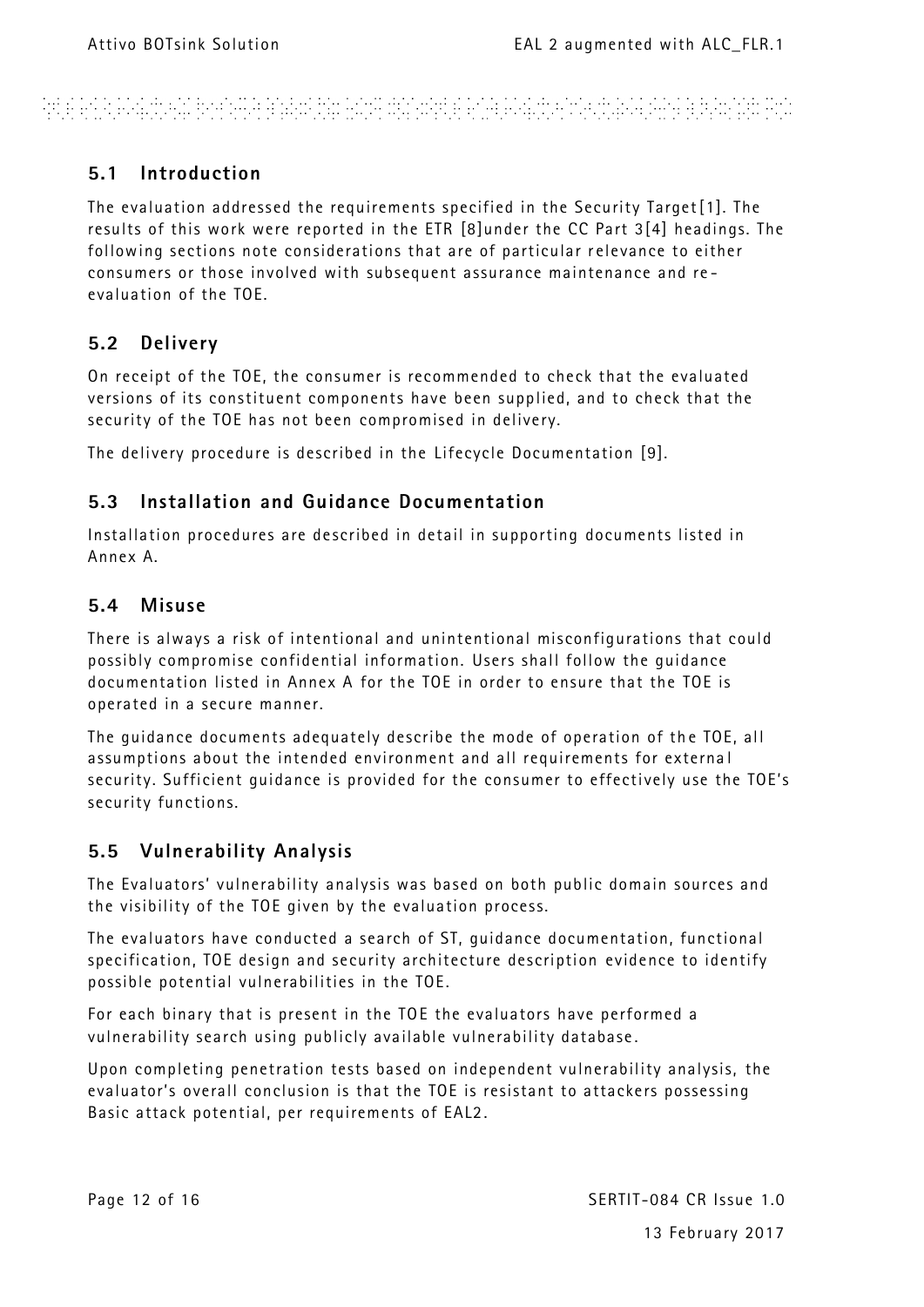## 5.1 Introduction

The evaluation addressed the requirements specified in the Security Target[1]. The results of this work were reported in the ETR [8]under the CC Part 3[4] headings. The following sections note considerations that are of particular relevance to either consumers or those involved with subsequent assurance maintenance and re-evaluation of the TOE.

## 5.2 Delivery

On receipt of the TOE, the consumer is recommended to check that the evaluated versions of its constituent components have been supplied, and to check that the security of the TOE has not been compromised in delivery.

The delivery procedure is described in the Lifecycle Documentation [9].

## 5.3 Installation and Guidance Documentation

Installation procedures are described in detail in supporting documents listed in Annex A.

## 5.4 Misuse

There is always a risk of intentional and unintentional misconfigurations that could possibly compromise confidential information. Users shall follow the guidance documentation listed in Annex A for the TOE in order to ensure that the TOE is operated in a secure manner.

The guidance documents adequately describe the mode of operation of the TOE, all assumptions about the intended environment and all requirements for external security. Sufficient guidance is provided for the consumer to effectively use the TOE's security functions.

## 5.5 Vulnerability Analysis

The Evaluators' vulnerability analysis was based on both public domain sources and the visibility of the TOE given by the evaluation process.

The evaluators have conducted a search of ST, guidance documentation, functional specification, TOE design and security architecture description evidence to identify possible potential vulnerabilities in the TOE.

For each binary that is present in the TOE the evaluators have performed a vulnerability search using publicly available vulnerability database.

Upon completing penetration tests based on independent vulnerability analysis, the evaluator's overall conclusion is that the TOE is resistant to attackers possessing Basic attack potential, per requirements of EAL2.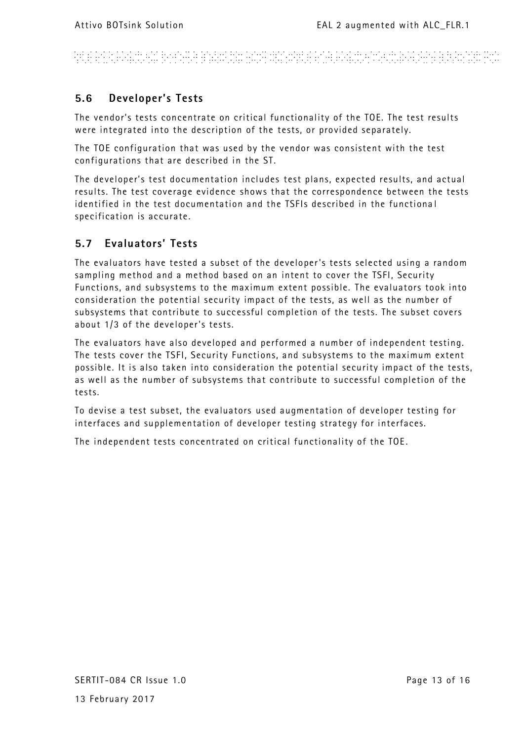## 5.6 Developer's Tests

The vendor's tests concentrate on critical functionality of the TOE. The test results were integrated into the description of the tests, or provided separately.

The TOE configuration that was used by the vendor was consistent with the test configurations that are described in the ST.

The developer's test documentation includes test plans, expected results, and actual results. The test coverage evidence shows that the correspondence between the tests identified in the test documentation and the TSFIs described in the functional specification is accurate.

## 5.7 Evaluators' Tests

The evaluators have tested a subset of the developer's tests selected using a random sampling method and a method based on an intent to cover the TSFI, Security Functions, and subsystems to the maximum extent possible. The evaluators took into consideration the potential security impact of the tests, as well as the number of subsystems that contribute to successful completion of the tests. The subset covers about 1/3 of the developer's tests.

The evaluators have also developed and performed a number of independent testing. The tests cover the TSFI, Security Functions, and subsystems to the maximum extent possible. It is also taken into consideration the potential security impact of the tests, as well as the number of subsystems that contribute to successful completion of the tests.

To devise a test subset, the evaluators used augmentation of developer testing for interfaces and supplementation of developer testing strategy for interfaces.

The independent tests concentrated on critical functionality of the TOE.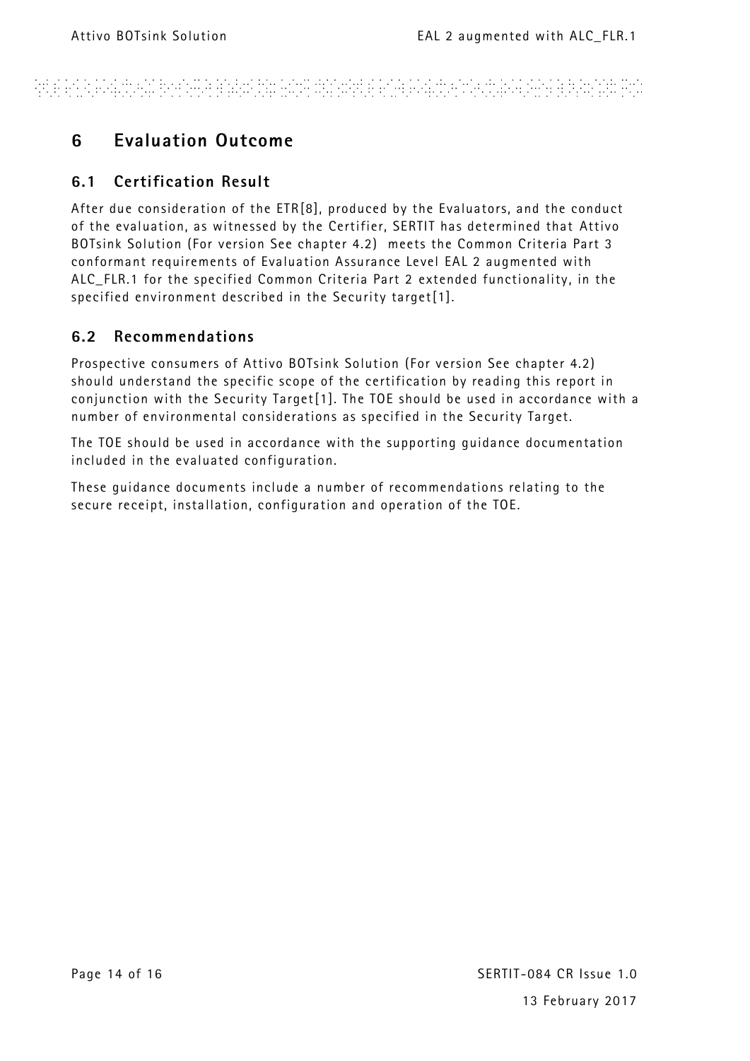# 6 Evaluation Outcome

## 6.1 Certification Result

After due consideration of the ETR[8], produced by the Evaluators, and the conduct of the evaluation, as witnessed by the Certifier, SERTIT has determined that Attivo BOTsink Solution (For version See chapter 4.2) meets the Common Criteria Part 3 conformant requirements of Evaluation Assurance Level EAL 2 augmented with ALC_FLR.1 for the specified Common Criteria Part 2 extended functionality, in the specified environment described in the Security target[1].

## 6.2 Recommendations

Prospective consumers of Attivo BOTsink Solution (For version See chapter 4.2) should understand the specific scope of the certification by reading this report in conjunction with the Security Target[1]. The TOE should be used in accordance with a number of environmental considerations as specified in the Security Target.

The TOE should be used in accordance with the supporting guidance documentation included in the evaluated configuration.

These guidance documents include a number of recommendations relating to the secure receipt, installation, configuration and operation of the TOE.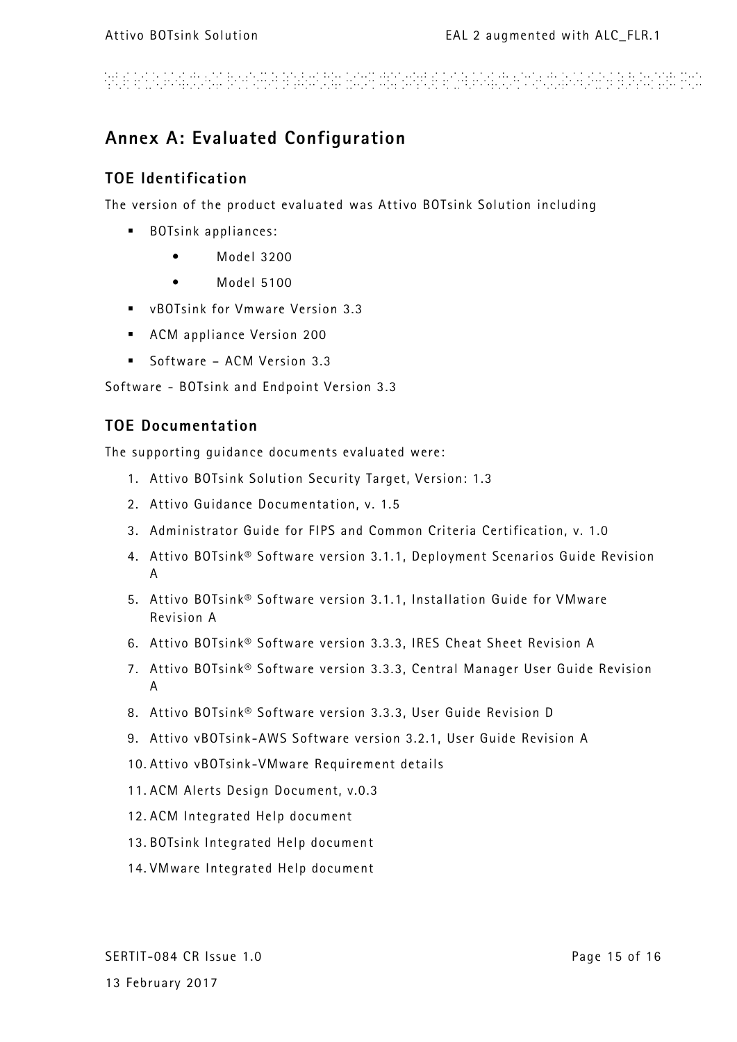## Annex A: Evaluated Configuration

### TOE Identification

The version of the product evaluated was Attivo BOTsink Solution including

- BOTsink appliances:
  - Model 3200
  - Model 5100
- vBOTsink for Vmware Version 3.3
- ACM appliance Version 200
- Software – ACM Version 3.3

Software - BOTsink and Endpoint Version 3.3

### TOE Documentation

The supporting guidance documents evaluated were:

1. Attivo BOTsink Solution Security Target, Version: 1.3
2. Attivo Guidance Documentation, v. 1.5
3. Administrator Guide for FIPS and Common Criteria Certification, v. 1.0
4. Attivo BOTsink® Software version 3.1.1, Deployment Scenarios Guide Revision A
5. Attivo BOTsink® Software version 3.1.1, Installation Guide for VMware Revision A
6. Attivo BOTsink® Software version 3.3.3, IRES Cheat Sheet Revision A
7. Attivo BOTsink® Software version 3.3.3, Central Manager User Guide Revision A
8. Attivo BOTsink® Software version 3.3.3, User Guide Revision D
9. Attivo vBOTsink-AWS Software version 3.2.1, User Guide Revision A
10. Attivo vBOTsink-VMware Requirement details
11. ACM Alerts Design Document, v.0.3
12. ACM Integrated Help document
13. BOTsink Integrated Help document
14. VMware Integrated Help document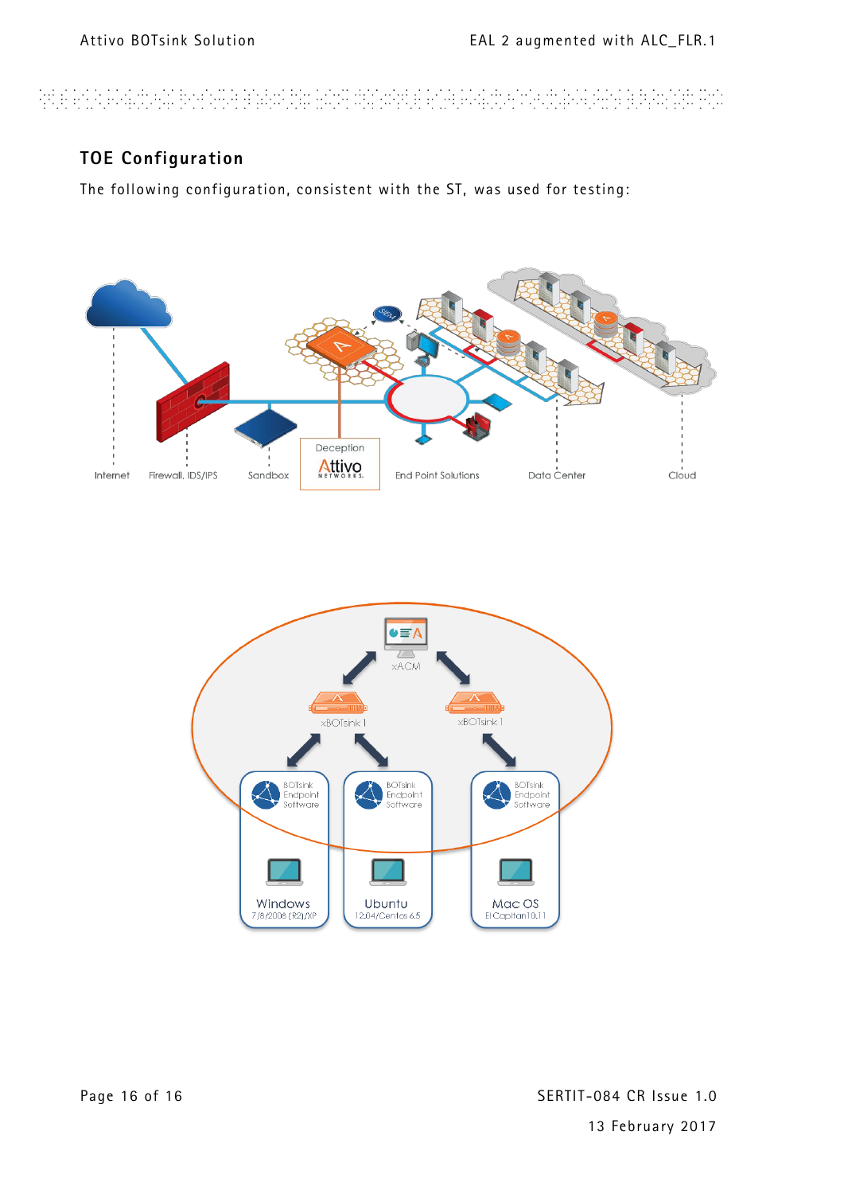## TOE Configuration

The following configuration, consistent with the ST, was used for testing:

Internet

Firewall, IDS/IPS

Sandbox

Deception

Attivo

NETWORKS.

End Point Solutions

Data Center

Cloud

SIEM

xACM

xBOTsink 1

xBOTsink 1

BOTsink Endpoint Software

BOTsink Endpoint Software

BOTsink Endpoint Software

Windows

7/8/2008 (R2)/XP

Ubuntu

12.04/Centos 6.5

Mac OS

El Capitan10.11